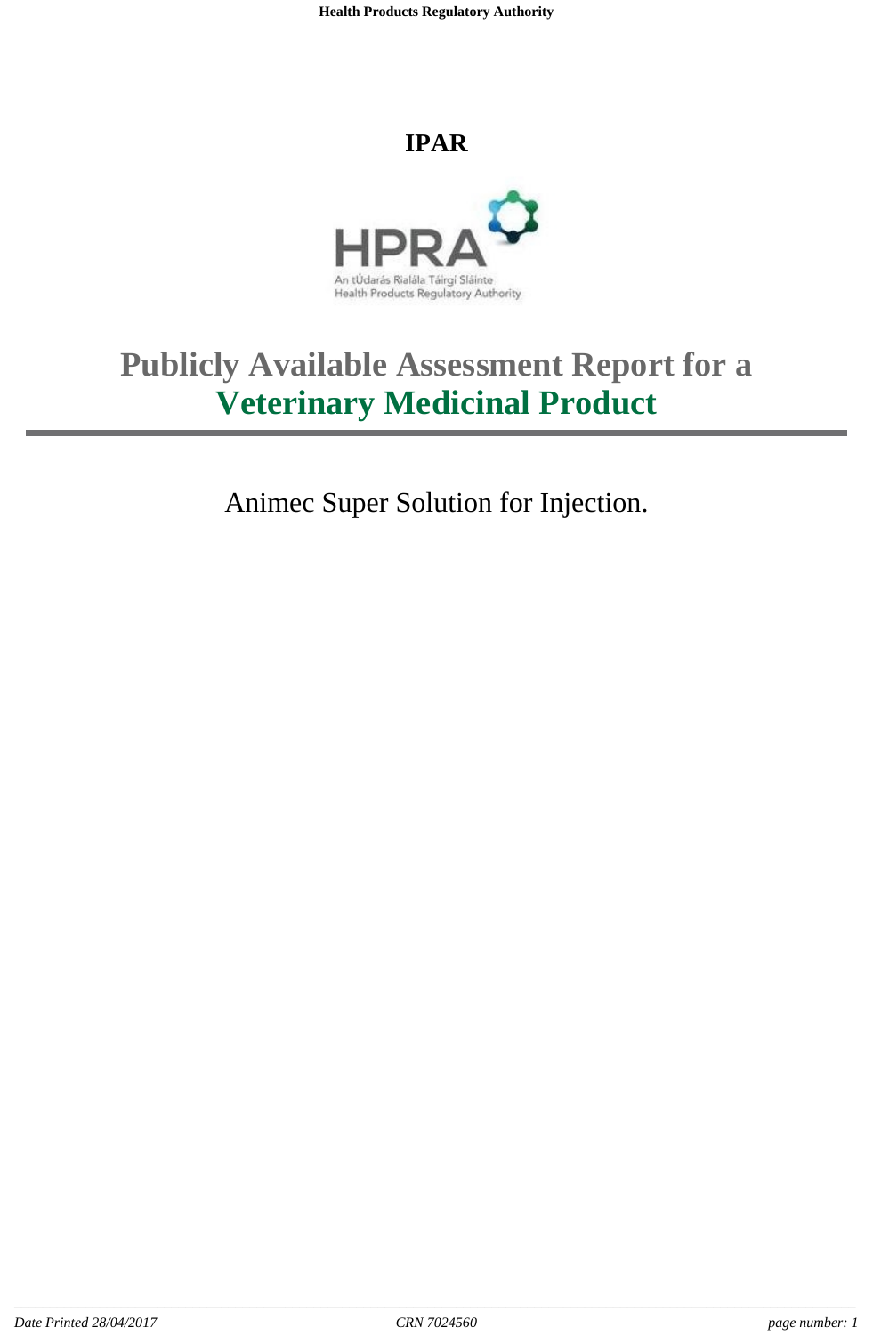# IPAR

An tÚdarás Rialála Táirgí Sláinte
Health Products Regulatory Authority

# Publicly Available Assessment Report for a Veterinary Medicinal Product

Animec Super Solution for Injection.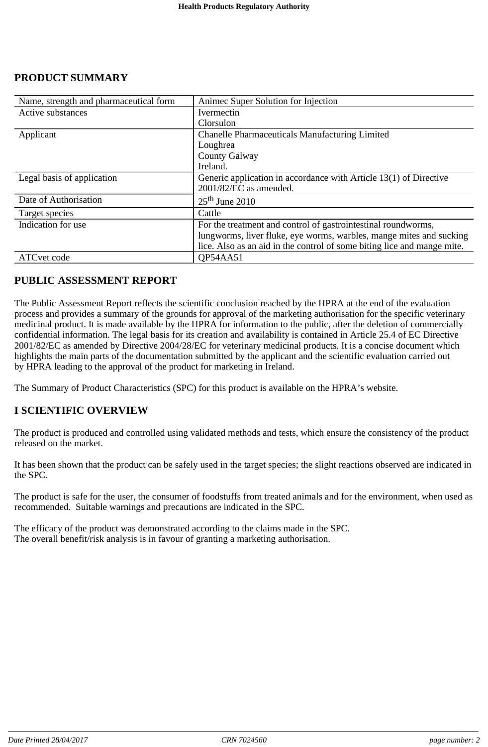# PRODUCT SUMMARY

| Name, strength and pharmaceutical form | Animec Super Solution for Injection |
|---|---|
| Active substances | Ivermectin<br>Clorsulon |
| Applicant | Chanelle Pharmaceuticals Manufacturing Limited<br>Loughrea<br>County Galway<br>Ireland. |
| Legal basis of application | Generic application in accordance with Article 13(1) of Directive 2001/82/EC as amended. |
| Date of Authorisation | 25th June 2010 |
| Target species | Cattle |
| Indication for use | For the treatment and control of gastrointestinal roundworms, lungworms, liver fluke, eye worms, warbles, mange mites and sucking lice. Also as an aid in the control of some biting lice and mange mite. |
| ATCvet code | QP54AA51 |

# PUBLIC ASSESSMENT REPORT

The Public Assessment Report reflects the scientific conclusion reached by the HPRA at the end of the evaluation process and provides a summary of the grounds for approval of the marketing authorisation for the specific veterinary medicinal product. It is made available by the HPRA for information to the public, after the deletion of commercially confidential information. The legal basis for its creation and availability is contained in Article 25.4 of EC Directive 2001/82/EC as amended by Directive 2004/28/EC for veterinary medicinal products. It is a concise document which highlights the main parts of the documentation submitted by the applicant and the scientific evaluation carried out by HPRA leading to the approval of the product for marketing in Ireland.

The Summary of Product Characteristics (SPC) for this product is available on the HPRA's website.

# I SCIENTIFIC OVERVIEW

The product is produced and controlled using validated methods and tests, which ensure the consistency of the product released on the market.

It has been shown that the product can be safely used in the target species; the slight reactions observed are indicated in the SPC.

The product is safe for the user, the consumer of foodstuffs from treated animals and for the environment, when used as recommended. Suitable warnings and precautions are indicated in the SPC.

The efficacy of the product was demonstrated according to the claims made in the SPC.
The overall benefit/risk analysis is in favour of granting a marketing authorisation.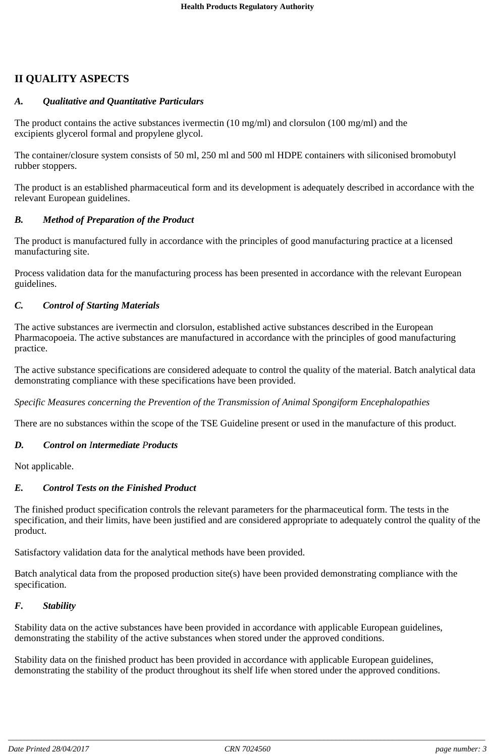# II QUALITY ASPECTS

## *A. Qualitative and Quantitative Particulars*

The product contains the active substances ivermectin (10 mg/ml) and clorsulon (100 mg/ml) and the excipients glycerol formal and propylene glycol.

The container/closure system consists of 50 ml, 250 ml and 500 ml HDPE containers with siliconised bromobutyl rubber stoppers.

The product is an established pharmaceutical form and its development is adequately described in accordance with the relevant European guidelines.

## *B. Method of Preparation of the Product*

The product is manufactured fully in accordance with the principles of good manufacturing practice at a licensed manufacturing site.

Process validation data for the manufacturing process has been presented in accordance with the relevant European guidelines.

## *C. Control of Starting Materials*

The active substances are ivermectin and clorsulon, established active substances described in the European Pharmacopoeia. The active substances are manufactured in accordance with the principles of good manufacturing practice.

The active substance specifications are considered adequate to control the quality of the material. Batch analytical data demonstrating compliance with these specifications have been provided.

*Specific Measures concerning the Prevention of the Transmission of Animal Spongiform Encephalopathies*

There are no substances within the scope of the TSE Guideline present or used in the manufacture of this product.

## *D. Control on Intermediate Products*

Not applicable.

## *E. Control Tests on the Finished Product*

The finished product specification controls the relevant parameters for the pharmaceutical form. The tests in the specification, and their limits, have been justified and are considered appropriate to adequately control the quality of the product.

Satisfactory validation data for the analytical methods have been provided.

Batch analytical data from the proposed production site(s) have been provided demonstrating compliance with the specification.

## *F. Stability*

Stability data on the active substances have been provided in accordance with applicable European guidelines, demonstrating the stability of the active substances when stored under the approved conditions.

Stability data on the finished product has been provided in accordance with applicable European guidelines, demonstrating the stability of the product throughout its shelf life when stored under the approved conditions.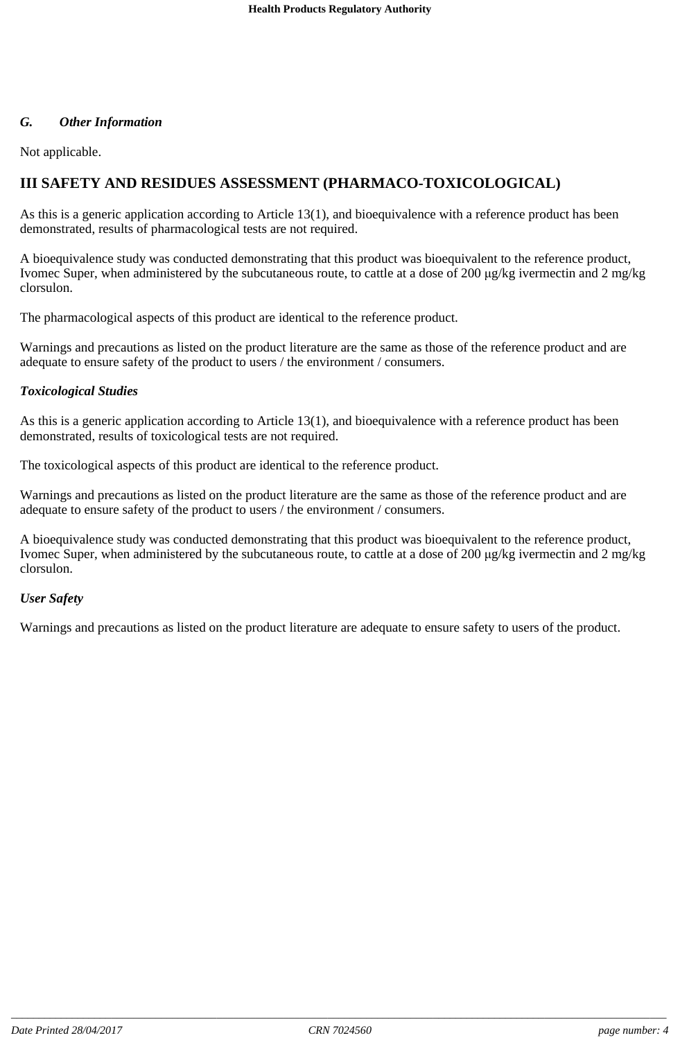### *G. Other Information*

Not applicable.

## III SAFETY AND RESIDUES ASSESSMENT (PHARMACO-TOXICOLOGICAL)

As this is a generic application according to Article 13(1), and bioequivalence with a reference product has been demonstrated, results of pharmacological tests are not required.

A bioequivalence study was conducted demonstrating that this product was bioequivalent to the reference product, Ivomec Super, when administered by the subcutaneous route, to cattle at a dose of 200 µg/kg ivermectin and 2 mg/kg clorsulon.

The pharmacological aspects of this product are identical to the reference product.

Warnings and precautions as listed on the product literature are the same as those of the reference product and are adequate to ensure safety of the product to users / the environment / consumers.

***Toxicological Studies***

As this is a generic application according to Article 13(1), and bioequivalence with a reference product has been demonstrated, results of toxicological tests are not required.

The toxicological aspects of this product are identical to the reference product.

Warnings and precautions as listed on the product literature are the same as those of the reference product and are adequate to ensure safety of the product to users / the environment / consumers.

A bioequivalence study was conducted demonstrating that this product was bioequivalent to the reference product, Ivomec Super, when administered by the subcutaneous route, to cattle at a dose of 200 µg/kg ivermectin and 2 mg/kg clorsulon.

***User Safety***

Warnings and precautions as listed on the product literature are adequate to ensure safety to users of the product.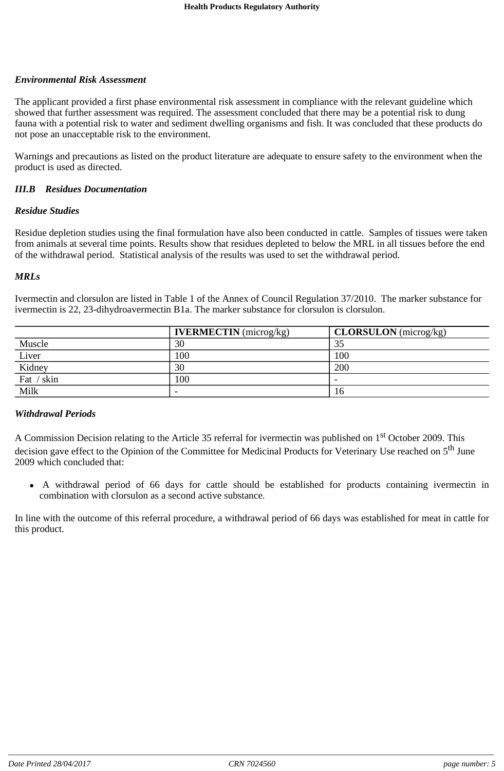***Environmental Risk Assessment***

The applicant provided a first phase environmental risk assessment in compliance with the relevant guideline which showed that further assessment was required. The assessment concluded that there may be a potential risk to dung fauna with a potential risk to water and sediment dwelling organisms and fish. It was concluded that these products do not pose an unacceptable risk to the environment.

Warnings and precautions as listed on the product literature are adequate to ensure safety to the environment when the product is used as directed.

***III.B Residues Documentation***

***Residue Studies***

Residue depletion studies using the final formulation have also been conducted in cattle. Samples of tissues were taken from animals at several time points. Results show that residues depleted to below the MRL in all tissues before the end of the withdrawal period. Statistical analysis of the results was used to set the withdrawal period.

***MRLs***

Ivermectin and clorsulon are listed in Table 1 of the Annex of Council Regulation 37/2010. The marker substance for ivermectin is 22, 23-dihydroavermectin B1a. The marker substance for clorsulon is clorsulon.

| | **IVERMECTIN** (microg/kg) | **CLORSULON** (microg/kg) |
|---|---|---|
| Muscle | 30 | 35 |
| Liver | 100 | 100 |
| Kidney | 30 | 200 |
| Fat / skin | 100 | - |
| Milk | - | 16 |

***Withdrawal Periods***

A Commission Decision relating to the Article 35 referral for ivermectin was published on 1st October 2009. This decision gave effect to the Opinion of the Committee for Medicinal Products for Veterinary Use reached on 5th June 2009 which concluded that:

- A withdrawal period of 66 days for cattle should be established for products containing ivermectin in combination with clorsulon as a second active substance.

In line with the outcome of this referral procedure, a withdrawal period of 66 days was established for meat in cattle for this product.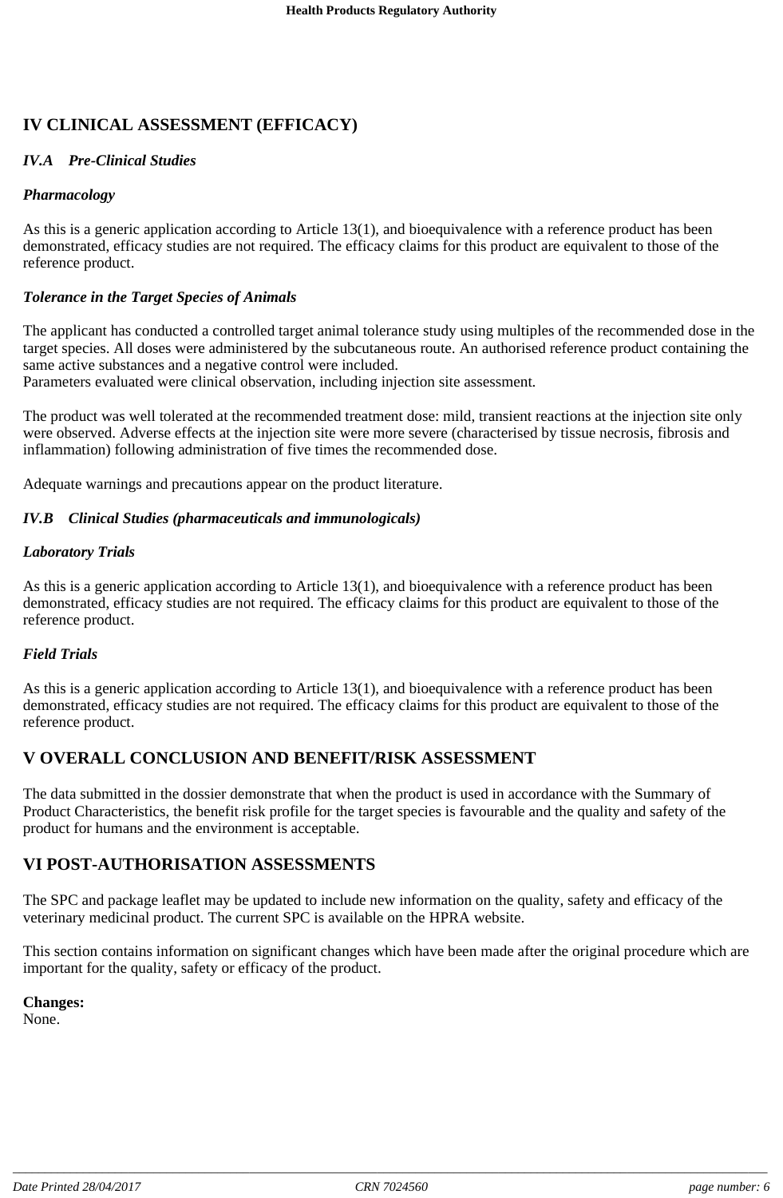## IV CLINICAL ASSESSMENT (EFFICACY)

### *IV.A Pre-Clinical Studies*

***Pharmacology***

As this is a generic application according to Article 13(1), and bioequivalence with a reference product has been demonstrated, efficacy studies are not required. The efficacy claims for this product are equivalent to those of the reference product.

***Tolerance in the Target Species of Animals***

The applicant has conducted a controlled target animal tolerance study using multiples of the recommended dose in the target species. All doses were administered by the subcutaneous route. An authorised reference product containing the same active substances and a negative control were included.
Parameters evaluated were clinical observation, including injection site assessment.

The product was well tolerated at the recommended treatment dose: mild, transient reactions at the injection site only were observed. Adverse effects at the injection site were more severe (characterised by tissue necrosis, fibrosis and inflammation) following administration of five times the recommended dose.

Adequate warnings and precautions appear on the product literature.

### *IV.B Clinical Studies (pharmaceuticals and immunologicals)*

***Laboratory Trials***

As this is a generic application according to Article 13(1), and bioequivalence with a reference product has been demonstrated, efficacy studies are not required. The efficacy claims for this product are equivalent to those of the reference product.

***Field Trials***

As this is a generic application according to Article 13(1), and bioequivalence with a reference product has been demonstrated, efficacy studies are not required. The efficacy claims for this product are equivalent to those of the reference product.

## V OVERALL CONCLUSION AND BENEFIT/RISK ASSESSMENT

The data submitted in the dossier demonstrate that when the product is used in accordance with the Summary of Product Characteristics, the benefit risk profile for the target species is favourable and the quality and safety of the product for humans and the environment is acceptable.

## VI POST-AUTHORISATION ASSESSMENTS

The SPC and package leaflet may be updated to include new information on the quality, safety and efficacy of the veterinary medicinal product. The current SPC is available on the HPRA website.

This section contains information on significant changes which have been made after the original procedure which are important for the quality, safety or efficacy of the product.

**Changes:**
None.